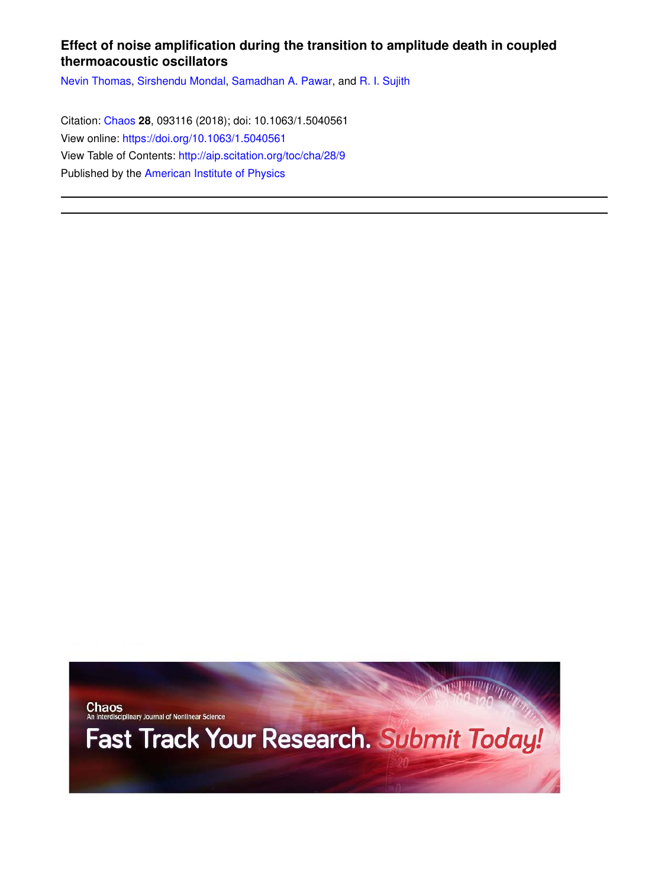# Effect of noise amplification during the transition to amplitude death in coupled thermoacoustic oscillators

Nevin Thomas, Sirshendu Mondal, Samadhan A. Pawar, and R. I. Sujith

Citation: Chaos **28**, 093116 (2018); doi: 10.1063/1.5040561

View online: https://doi.org/10.1063/1.5040561

View Table of Contents: http://aip.scitation.org/toc/cha/28/9

Published by the American Institute of Physics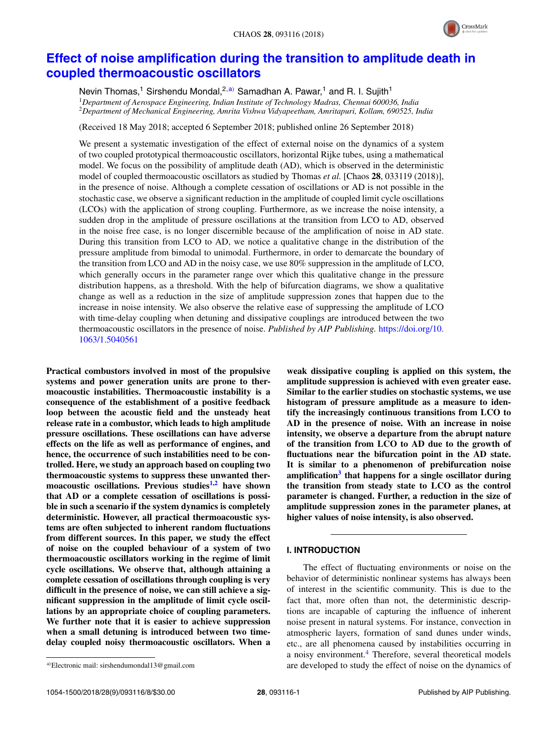# Effect of noise amplification during the transition to amplitude death in coupled thermoacoustic oscillators

Nevin Thomas,[1] Sirshendu Mondal,[2,a)] Samadhan A. Pawar,[1] and R. I. Sujith[1]

[1]*Department of Aerospace Engineering, Indian Institute of Technology Madras, Chennai 600036, India*
[2]*Department of Mechanical Engineering, Amrita Vishwa Vidyapeetham, Amritapuri, Kollam, 690525, India*

(Received 18 May 2018; accepted 6 September 2018; published online 26 September 2018)

We present a systematic investigation of the effect of external noise on the dynamics of a system of two coupled prototypical thermoacoustic oscillators, horizontal Rijke tubes, using a mathematical model. We focus on the possibility of amplitude death (AD), which is observed in the deterministic model of coupled thermoacoustic oscillators as studied by Thomas *et al.* [Chaos **28**, 033119 (2018)], in the presence of noise. Although a complete cessation of oscillations or AD is not possible in the stochastic case, we observe a significant reduction in the amplitude of coupled limit cycle oscillations (LCOs) with the application of strong coupling. Furthermore, as we increase the noise intensity, a sudden drop in the amplitude of pressure oscillations at the transition from LCO to AD, observed in the noise free case, is no longer discernible because of the amplification of noise in AD state. During this transition from LCO to AD, we notice a qualitative change in the distribution of the pressure amplitude from bimodal to unimodal. Furthermore, in order to demarcate the boundary of the transition from LCO and AD in the noisy case, we use 80% suppression in the amplitude of LCO, which generally occurs in the parameter range over which this qualitative change in the pressure distribution happens, as a threshold. With the help of bifurcation diagrams, we show a qualitative change as well as a reduction in the size of amplitude suppression zones that happen due to the increase in noise intensity. We also observe the relative ease of suppressing the amplitude of LCO with time-delay coupling when detuning and dissipative couplings are introduced between the two thermoacoustic oscillators in the presence of noise. *Published by AIP Publishing.* https://doi.org/10.1063/1.5040561

**Practical combustors involved in most of the propulsive systems and power generation units are prone to thermoacoustic instabilities. Thermoacoustic instability is a consequence of the establishment of a positive feedback loop between the acoustic field and the unsteady heat release rate in a combustor, which leads to high amplitude pressure oscillations. These oscillations can have adverse effects on the life as well as performance of engines, and hence, the occurrence of such instabilities need to be controlled. Here, we study an approach based on coupling two thermoacoustic systems to suppress these unwanted thermoacoustic oscillations. Previous studies[1,2] have shown that AD or a complete cessation of oscillations is possible in such a scenario if the system dynamics is completely deterministic. However, all practical thermoacoustic systems are often subjected to inherent random fluctuations from different sources. In this paper, we study the effect of noise on the coupled behaviour of a system of two thermoacoustic oscillators working in the regime of limit cycle oscillations. We observe that, although attaining a complete cessation of oscillations through coupling is very difficult in the presence of noise, we can still achieve a significant suppression in the amplitude of limit cycle oscillations by an appropriate choice of coupling parameters. We further note that it is easier to achieve suppression when a small detuning is introduced between two time-delay coupled noisy thermoacoustic oscillators. When a weak dissipative coupling is applied on this system, the amplitude suppression is achieved with even greater ease. Similar to the earlier studies on stochastic systems, we use histogram of pressure amplitude as a measure to identify the increasingly continuous transitions from LCO to AD in the presence of noise. With an increase in noise intensity, we observe a departure from the abrupt nature of the transition from LCO to AD due to the growth of fluctuations near the bifurcation point in the AD state. It is similar to a phenomenon of prebifurcation noise amplification[3] that happens for a single oscillator during the transition from steady state to LCO as the control parameter is changed. Further, a reduction in the size of amplitude suppression zones in the parameter planes, at higher values of noise intensity, is also observed.**

## I. INTRODUCTION

The effect of fluctuating environments or noise on the behavior of deterministic nonlinear systems has always been of interest in the scientific community. This is due to the fact that, more often than not, the deterministic descriptions are incapable of capturing the influence of inherent noise present in natural systems. For instance, convection in atmospheric layers, formation of sand dunes under winds, etc., are all phenomena caused by instabilities occurring in a noisy environment.[4] Therefore, several theoretical models are developed to study the effect of noise on the dynamics of

[a)]Electronic mail: sirshendumondal13@gmail.com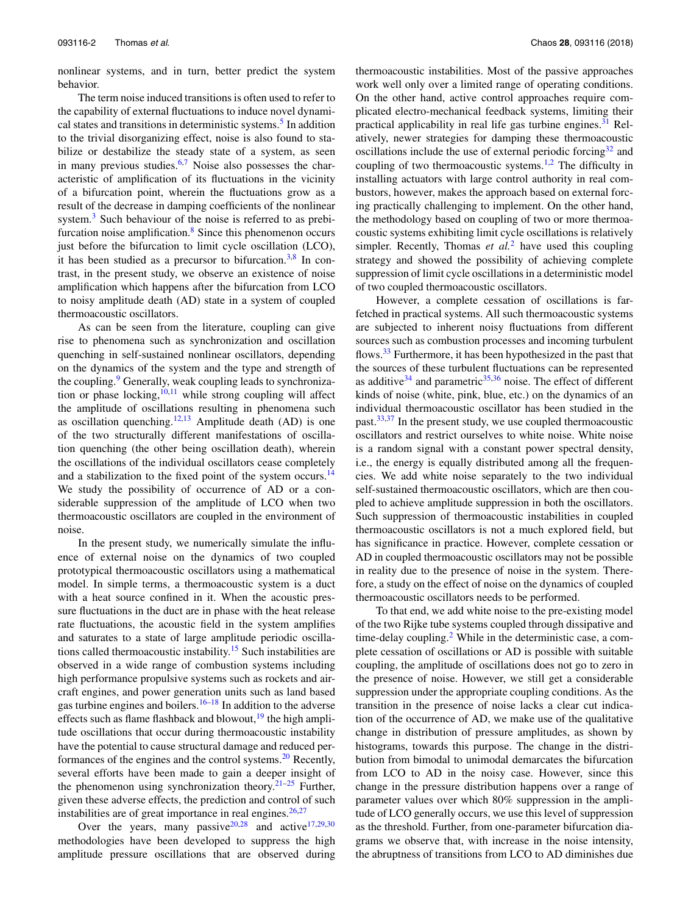nonlinear systems, and in turn, better predict the system behavior.

The term noise induced transitions is often used to refer to the capability of external fluctuations to induce novel dynamical states and transitions in deterministic systems.[5] In addition to the trivial disorganizing effect, noise is also found to stabilize or destabilize the steady state of a system, as seen in many previous studies.[6,7] Noise also possesses the characteristic of amplification of its fluctuations in the vicinity of a bifurcation point, wherein the fluctuations grow as a result of the decrease in damping coefficients of the nonlinear system.[3] Such behaviour of the noise is referred to as prebifurcation noise amplification.[8] Since this phenomenon occurs just before the bifurcation to limit cycle oscillation (LCO), it has been studied as a precursor to bifurcation.[3,8] In contrast, in the present study, we observe an existence of noise amplification which happens after the bifurcation from LCO to noisy amplitude death (AD) state in a system of coupled thermoacoustic oscillators.

As can be seen from the literature, coupling can give rise to phenomena such as synchronization and oscillation quenching in self-sustained nonlinear oscillators, depending on the dynamics of the system and the type and strength of the coupling.[9] Generally, weak coupling leads to synchronization or phase locking,[10,11] while strong coupling will affect the amplitude of oscillations resulting in phenomena such as oscillation quenching.[12,13] Amplitude death (AD) is one of the two structurally different manifestations of oscillation quenching (the other being oscillation death), wherein the oscillations of the individual oscillators cease completely and a stabilization to the fixed point of the system occurs.[14] We study the possibility of occurrence of AD or a considerable suppression of the amplitude of LCO when two thermoacoustic oscillators are coupled in the environment of noise.

In the present study, we numerically simulate the influence of external noise on the dynamics of two coupled prototypical thermoacoustic oscillators using a mathematical model. In simple terms, a thermoacoustic system is a duct with a heat source confined in it. When the acoustic pressure fluctuations in the duct are in phase with the heat release rate fluctuations, the acoustic field in the system amplifies and saturates to a state of large amplitude periodic oscillations called thermoacoustic instability.[15] Such instabilities are observed in a wide range of combustion systems including high performance propulsive systems such as rockets and aircraft engines, and power generation units such as land based gas turbine engines and boilers.[16–18] In addition to the adverse effects such as flame flashback and blowout,[19] the high amplitude oscillations that occur during thermoacoustic instability have the potential to cause structural damage and reduced performances of the engines and the control systems.[20] Recently, several efforts have been made to gain a deeper insight of the phenomenon using synchronization theory.[21–25] Further, given these adverse effects, the prediction and control of such instabilities are of great importance in real engines.[26,27]

Over the years, many passive[20,28] and active[17,29,30] methodologies have been developed to suppress the high amplitude pressure oscillations that are observed during thermoacoustic instabilities. Most of the passive approaches work well only over a limited range of operating conditions. On the other hand, active control approaches require complicated electro-mechanical feedback systems, limiting their practical applicability in real life gas turbine engines.[31] Relatively, newer strategies for damping these thermoacoustic oscillations include the use of external periodic forcing[32] and coupling of two thermoacoustic systems.[1,2] The difficulty in installing actuators with large control authority in real combustors, however, makes the approach based on external forcing practically challenging to implement. On the other hand, the methodology based on coupling of two or more thermoacoustic systems exhibiting limit cycle oscillations is relatively simpler. Recently, Thomas *et al.*[2] have used this coupling strategy and showed the possibility of achieving complete suppression of limit cycle oscillations in a deterministic model of two coupled thermoacoustic oscillators.

However, a complete cessation of oscillations is far-fetched in practical systems. All such thermoacoustic systems are subjected to inherent noisy fluctuations from different sources such as combustion processes and incoming turbulent flows.[33] Furthermore, it has been hypothesized in the past that the sources of these turbulent fluctuations can be represented as additive[34] and parametric[35,36] noise. The effect of different kinds of noise (white, pink, blue, etc.) on the dynamics of an individual thermoacoustic oscillator has been studied in the past.[33,37] In the present study, we use coupled thermoacoustic oscillators and restrict ourselves to white noise. White noise is a random signal with a constant power spectral density, i.e., the energy is equally distributed among all the frequencies. We add white noise separately to the two individual self-sustained thermoacoustic oscillators, which are then coupled to achieve amplitude suppression in both the oscillators. Such suppression of thermoacoustic instabilities in coupled thermoacoustic oscillators is not a much explored field, but has significance in practice. However, complete cessation or AD in coupled thermoacoustic oscillators may not be possible in reality due to the presence of noise in the system. Therefore, a study on the effect of noise on the dynamics of coupled thermoacoustic oscillators needs to be performed.

To that end, we add white noise to the pre-existing model of the two Rijke tube systems coupled through dissipative and time-delay coupling.[2] While in the deterministic case, a complete cessation of oscillations or AD is possible with suitable coupling, the amplitude of oscillations does not go to zero in the presence of noise. However, we still get a considerable suppression under the appropriate coupling conditions. As the transition in the presence of noise lacks a clear cut indication of the occurrence of AD, we make use of the qualitative change in distribution of pressure amplitudes, as shown by histograms, towards this purpose. The change in the distribution from bimodal to unimodal demarcates the bifurcation from LCO to AD in the noisy case. However, since this change in the pressure distribution happens over a range of parameter values over which 80% suppression in the amplitude of LCO generally occurs, we use this level of suppression as the threshold. Further, from one-parameter bifurcation diagrams we observe that, with increase in the noise intensity, the abruptness of transitions from LCO to AD diminishes due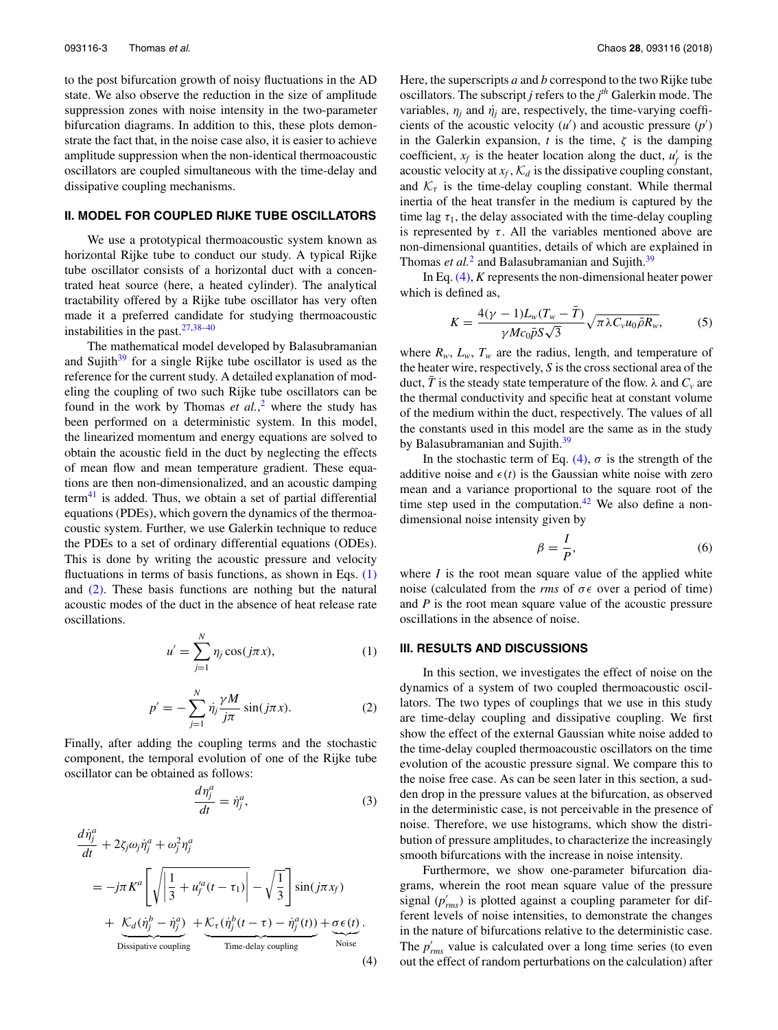to the post bifurcation growth of noisy fluctuations in the AD state. We also observe the reduction in the size of amplitude suppression zones with noise intensity in the two-parameter bifurcation diagrams. In addition to this, these plots demonstrate the fact that, in the noise case also, it is easier to achieve amplitude suppression when the non-identical thermoacoustic oscillators are coupled simultaneous with the time-delay and dissipative coupling mechanisms.

## II. MODEL FOR COUPLED RIJKE TUBE OSCILLATORS

We use a prototypical thermoacoustic system known as horizontal Rijke tube to conduct our study. A typical Rijke tube oscillator consists of a horizontal duct with a concentrated heat source (here, a heated cylinder). The analytical tractability offered by a Rijke tube oscillator has very often made it a preferred candidate for studying thermoacoustic instabilities in the past.[27,38–40]

The mathematical model developed by Balasubramanian and Sujith[39] for a single Rijke tube oscillator is used as the reference for the current study. A detailed explanation of modeling the coupling of two such Rijke tube oscillators can be found in the work by Thomas *et al.*,[2] where the study has been performed on a deterministic system. In this model, the linearized momentum and energy equations are solved to obtain the acoustic field in the duct by neglecting the effects of mean flow and mean temperature gradient. These equations are then non-dimensionalized, and an acoustic damping term[41] is added. Thus, we obtain a set of partial differential equations (PDEs), which govern the dynamics of the thermoacoustic system. Further, we use Galerkin technique to reduce the PDEs to a set of ordinary differential equations (ODEs). This is done by writing the acoustic pressure and velocity fluctuations in terms of basis functions, as shown in Eqs. (1) and (2). These basis functions are nothing but the natural acoustic modes of the duct in the absence of heat release rate oscillations.

$$u' = \sum_{j=1}^{N} \eta_j \cos(j\pi x), \tag{1}$$

$$p' = -\sum_{j=1}^{N} \dot{\eta}_j \frac{\gamma M}{j\pi} \sin(j\pi x). \tag{2}$$

Finally, after adding the coupling terms and the stochastic component, the temporal evolution of one of the Rijke tube oscillator can be obtained as follows:

$$\frac{d\eta_j^a}{dt} = \dot{\eta}_j^a, \tag{3}$$

$$\begin{aligned} &\frac{d\dot{\eta}_j^a}{dt} + 2\zeta_j\omega_j\dot{\eta}_j^a + \omega_j^2\eta_j^a \\ &= -j\pi K^a\left[\sqrt{\left|\frac{1}{3} + u_f'^a(t-\tau_1)\right|} - \sqrt{\frac{1}{3}}\right]\sin(j\pi x_f) \\ &\quad + \underbrace{\mathcal{K}_d(\dot{\eta}_j^b - \dot{\eta}_j^a)}_{\text{Dissipative coupling}} + \underbrace{\mathcal{K}_\tau(\dot{\eta}_j^b(t-\tau) - \dot{\eta}_j^a(t))}_{\text{Time-delay coupling}} + \underbrace{\sigma\epsilon(t)}_{\text{Noise}}. \end{aligned} \tag{4}$$

Here, the superscripts $a$ and $b$ correspond to the two Rijke tube oscillators. The subscript $j$ refers to the $j^{th}$ Galerkin mode. The variables, $\eta_j$ and $\dot{\eta}_j$ are, respectively, the time-varying coefficients of the acoustic velocity ($u'$) and acoustic pressure ($p'$) in the Galerkin expansion, $t$ is the time, $\zeta$ is the damping coefficient, $x_f$ is the heater location along the duct, $u_f'$ is the acoustic velocity at $x_f$, $\mathcal{K}_d$ is the dissipative coupling constant, and $\mathcal{K}_\tau$ is the time-delay coupling constant. While thermal inertia of the heat transfer in the medium is captured by the time lag $\tau_1$, the delay associated with the time-delay coupling is represented by $\tau$. All the variables mentioned above are non-dimensional quantities, details of which are explained in Thomas *et al.*[2] and Balasubramanian and Sujith.[39]

In Eq. (4), $K$ represents the non-dimensional heater power which is defined as,

$$K = \frac{4(\gamma-1)L_w(T_w - \bar{T})}{\gamma M c_0 \bar{p} S\sqrt{3}}\sqrt{\pi\lambda C_v u_0 \bar{\rho} R_w}, \tag{5}$$

where $R_w$, $L_w$, $T_w$ are the radius, length, and temperature of the heater wire, respectively, $S$ is the cross sectional area of the duct, $\bar{T}$ is the steady state temperature of the flow. $\lambda$ and $C_v$ are the thermal conductivity and specific heat at constant volume of the medium within the duct, respectively. The values of all the constants used in this model are the same as in the study by Balasubramanian and Sujith.[39]

In the stochastic term of Eq. (4), $\sigma$ is the strength of the additive noise and $\epsilon(t)$ is the Gaussian white noise with zero mean and a variance proportional to the square root of the time step used in the computation.[42] We also define a non-dimensional noise intensity given by

$$\beta = \frac{I}{P}, \tag{6}$$

where $I$ is the root mean square value of the applied white noise (calculated from the *rms* of $\sigma\epsilon$ over a period of time) and $P$ is the root mean square value of the acoustic pressure oscillations in the absence of noise.

## III. RESULTS AND DISCUSSIONS

In this section, we investigates the effect of noise on the dynamics of a system of two coupled thermoacoustic oscillators. The two types of couplings that we use in this study are time-delay coupling and dissipative coupling. We first show the effect of the external Gaussian white noise added to the time-delay coupled thermoacoustic oscillators on the time evolution of the acoustic pressure signal. We compare this to the noise free case. As can be seen later in this section, a sudden drop in the pressure values at the bifurcation, as observed in the deterministic case, is not perceivable in the presence of noise. Therefore, we use histograms, which show the distribution of pressure amplitudes, to characterize the increasingly smooth bifurcations with the increase in noise intensity.

Furthermore, we show one-parameter bifurcation diagrams, wherein the root mean square value of the pressure signal ($p'_{rms}$) is plotted against a coupling parameter for different levels of noise intensities, to demonstrate the changes in the nature of bifurcations relative to the deterministic case. The $p'_{rms}$ value is calculated over a long time series (to even out the effect of random perturbations on the calculation) after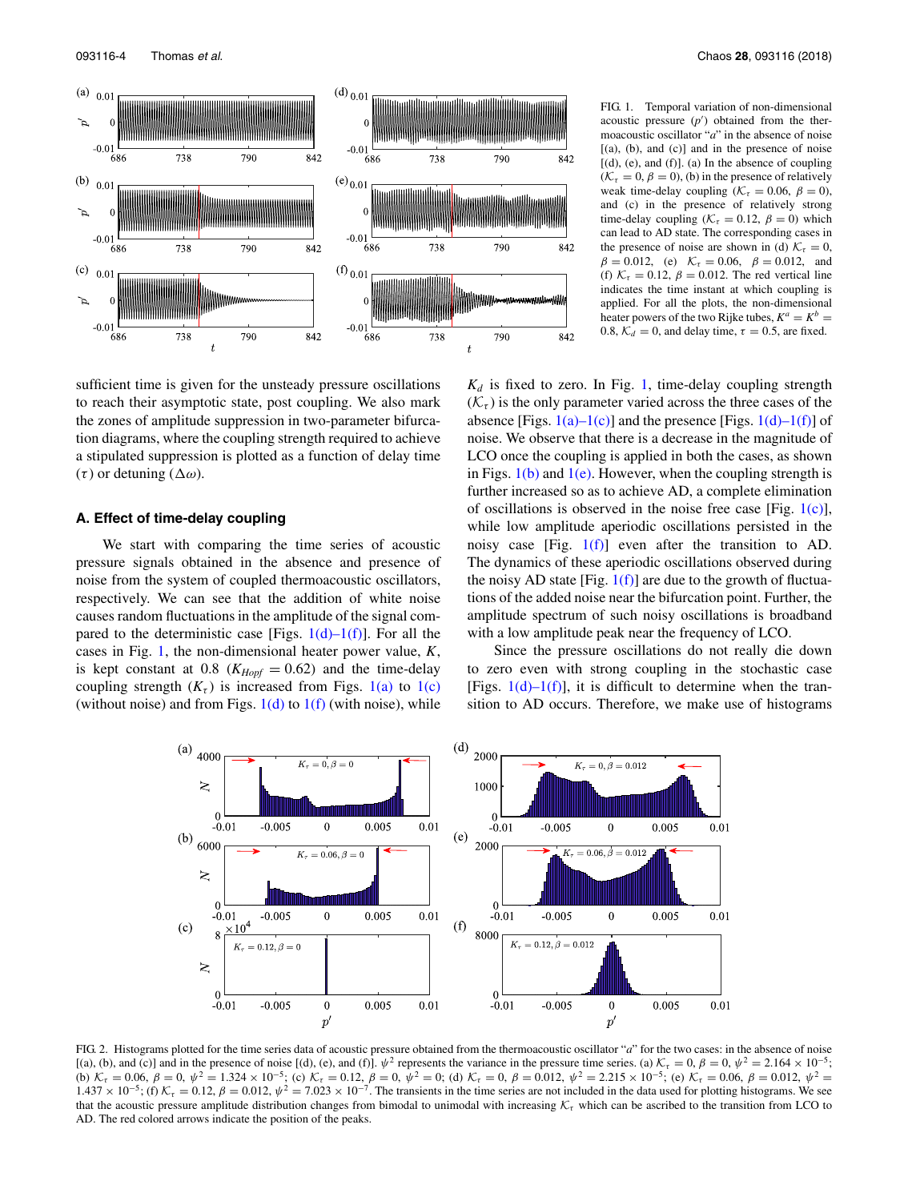FIG. 1. Temporal variation of non-dimensional acoustic pressure ($p'$) obtained from the thermoacoustic oscillator "$a$" in the absence of noise [(a), (b), and (c)] and in the presence of noise [(d), (e), and (f)]. (a) In the absence of coupling ($\mathcal{K}_\tau = 0$, $\beta = 0$), (b) in the presence of relatively weak time-delay coupling ($\mathcal{K}_\tau = 0.06$, $\beta = 0$), and (c) in the presence of relatively strong time-delay coupling ($\mathcal{K}_\tau = 0.12$, $\beta = 0$) which can lead to AD state. The corresponding cases in the presence of noise are shown in (d) $\mathcal{K}_\tau = 0$, $\beta = 0.012$, (e) $\mathcal{K}_\tau = 0.06$, $\beta = 0.012$, and (f) $\mathcal{K}_\tau = 0.12$, $\beta = 0.012$. The red vertical line indicates the time instant at which coupling is applied. For all the plots, the non-dimensional heater powers of the two Rijke tubes, $K^a = K^b = 0.8$, $\mathcal{K}_d = 0$, and delay time, $\tau = 0.5$, are fixed.

sufficient time is given for the unsteady pressure oscillations to reach their asymptotic state, post coupling. We also mark the zones of amplitude suppression in two-parameter bifurcation diagrams, where the coupling strength required to achieve a stipulated suppression is plotted as a function of delay time ($\tau$) or detuning ($\Delta\omega$).

### A. Effect of time-delay coupling

We start with comparing the time series of acoustic pressure signals obtained in the absence and presence of noise from the system of coupled thermoacoustic oscillators, respectively. We can see that the addition of white noise causes random fluctuations in the amplitude of the signal compared to the deterministic case [Figs. 1(d)–1(f)]. For all the cases in Fig. 1, the non-dimensional heater power value, $K$, is kept constant at 0.8 ($K_{Hopf} = 0.62$) and the time-delay coupling strength ($K_\tau$) is increased from Figs. 1(a) to 1(c) (without noise) and from Figs. 1(d) to 1(f) (with noise), while $K_d$ is fixed to zero. In Fig. 1, time-delay coupling strength ($\mathcal{K}_\tau$) is the only parameter varied across the three cases of the absence [Figs. 1(a)–1(c)] and the presence [Figs. 1(d)–1(f)] of noise. We observe that there is a decrease in the magnitude of LCO once the coupling is applied in both the cases, as shown in Figs. 1(b) and 1(e). However, when the coupling strength is further increased so as to achieve AD, a complete elimination of oscillations is observed in the noise free case [Fig. 1(c)], while low amplitude aperiodic oscillations persisted in the noisy case [Fig. 1(f)] even after the transition to AD. The dynamics of these aperiodic oscillations observed during the noisy AD state [Fig. 1(f)] are due to the growth of fluctuations of the added noise near the bifurcation point. Further, the amplitude spectrum of such noisy oscillations is broadband with a low amplitude peak near the frequency of LCO.

Since the pressure oscillations do not really die down to zero even with strong coupling in the stochastic case [Figs. 1(d)–1(f)], it is difficult to determine when the transition to AD occurs. Therefore, we make use of histograms

FIG. 2. Histograms plotted for the time series data of acoustic pressure obtained from the thermoacoustic oscillator "$a$" for the two cases: in the absence of noise [(a), (b), and (c)] and in the presence of noise [(d), (e), and (f)]. $\psi^2$ represents the variance in the pressure time series. (a) $\mathcal{K}_\tau = 0$, $\beta = 0$, $\psi^2 = 2.164 \times 10^{-5}$; (b) $\mathcal{K}_\tau = 0.06$, $\beta = 0$, $\psi^2 = 1.324 \times 10^{-5}$; (c) $\mathcal{K}_\tau = 0.12$, $\beta = 0$, $\psi^2 = 0$; (d) $\mathcal{K}_\tau = 0$, $\beta = 0.012$, $\psi^2 = 2.215 \times 10^{-5}$; (e) $\mathcal{K}_\tau = 0.06$, $\beta = 0.012$, $\psi^2 = 1.437 \times 10^{-5}$; (f) $\mathcal{K}_\tau = 0.12$, $\beta = 0.012$, $\psi^2 = 7.023 \times 10^{-7}$. The transients in the time series are not included in the data used for plotting histograms. We see that the acoustic pressure amplitude distribution changes from bimodal to unimodal with increasing $\mathcal{K}_\tau$ which can be ascribed to the transition from LCO to AD. The red colored arrows indicate the position of the peaks.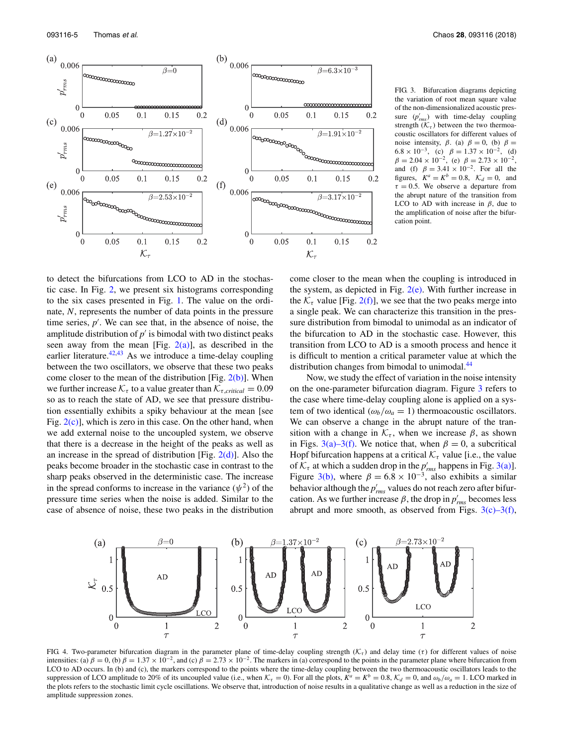FIG. 3. Bifurcation diagrams depicting the variation of root mean square value of the non-dimensionalized acoustic pressure ($p'_{rms}$) with time-delay coupling strength ($\mathcal{K}_\tau$) between the two thermoacoustic oscillators for different values of noise intensity, $\beta$. (a) $\beta = 0$, (b) $\beta = 6.8 \times 10^{-3}$, (c) $\beta = 1.37 \times 10^{-2}$, (d) $\beta = 2.04 \times 10^{-2}$, (e) $\beta = 2.73 \times 10^{-2}$, and (f) $\beta = 3.41 \times 10^{-2}$. For all the figures, $K^a = K^b = 0.8$, $\mathcal{K}_d = 0$, and $\tau = 0.5$. We observe a departure from the abrupt nature of the transition from LCO to AD with increase in $\beta$, due to the amplification of noise after the bifurcation point.

to detect the bifurcations from LCO to AD in the stochastic case. In Fig. 2, we present six histograms corresponding to the six cases presented in Fig. 1. The value on the ordinate, $N$, represents the number of data points in the pressure time series, $p'$. We can see that, in the absence of noise, the amplitude distribution of $p'$ is bimodal with two distinct peaks seen away from the mean [Fig. 2(a)], as described in the earlier literature.[42,43] As we introduce a time-delay coupling between the two oscillators, we observe that these two peaks come closer to the mean of the distribution [Fig. 2(b)]. When we further increase $\mathcal{K}_\tau$ to a value greater than $\mathcal{K}_{\tau,critical} = 0.09$ so as to reach the state of AD, we see that pressure distribution essentially exhibits a spiky behaviour at the mean [see Fig. 2(c)], which is zero in this case. On the other hand, when we add external noise to the uncoupled system, we observe that there is a decrease in the height of the peaks as well as an increase in the spread of distribution [Fig. 2(d)]. Also the peaks become broader in the stochastic case in contrast to the sharp peaks observed in the deterministic case. The increase in the spread conforms to increase in the variance ($\psi^2$) of the pressure time series when the noise is added. Similar to the case of absence of noise, these two peaks in the distribution come closer to the mean when the coupling is introduced in the system, as depicted in Fig. 2(e). With further increase in the $\mathcal{K}_\tau$ value [Fig. 2(f)], we see that the two peaks merge into a single peak. We can characterize this transition in the pressure distribution from bimodal to unimodal as an indicator of the bifurcation to AD in the stochastic case. However, this transition from LCO to AD is a smooth process and hence it is difficult to mention a critical parameter value at which the distribution changes from bimodal to unimodal.[44]

Now, we study the effect of variation in the noise intensity on the one-parameter bifurcation diagram. Figure 3 refers to the case where time-delay coupling alone is applied on a system of two identical ($\omega_b/\omega_a = 1$) thermoacoustic oscillators. We can observe a change in the abrupt nature of the transition with a change in $\mathcal{K}_\tau$, when we increase $\beta$, as shown in Figs. 3(a)–3(f). We notice that, when $\beta = 0$, a subcritical Hopf bifurcation happens at a critical $\mathcal{K}_\tau$ value [i.e., the value of $\mathcal{K}_\tau$ at which a sudden drop in the $p'_{rms}$ happens in Fig. 3(a)]. Figure 3(b), where $\beta = 6.8 \times 10^{-3}$, also exhibits a similar behavior although the $p'_{rms}$ values do not reach zero after bifurcation. As we further increase $\beta$, the drop in $p'_{rms}$ becomes less abrupt and more smooth, as observed from Figs. 3(c)–3(f),

FIG. 4. Two-parameter bifurcation diagram in the parameter plane of time-delay coupling strength ($\mathcal{K}_\tau$) and delay time ($\tau$) for different values of noise intensities: (a) $\beta = 0$, (b) $\beta = 1.37 \times 10^{-2}$, and (c) $\beta = 2.73 \times 10^{-2}$. The markers in (a) correspond to the points in the parameter plane where bifurcation from LCO to AD occurs. In (b) and (c), the markers correspond to the points where the time-delay coupling between the two thermoacoustic oscillators leads to the suppression of LCO amplitude to 20% of its uncoupled value (i.e., when $\mathcal{K}_\tau = 0$). For all the plots, $K^a = K^b = 0.8$, $\mathcal{K}_d = 0$, and $\omega_b/\omega_a = 1$. LCO marked in the plots refers to the stochastic limit cycle oscillations. We observe that, introduction of noise results in a qualitative change as well as a reduction in the size of amplitude suppression zones.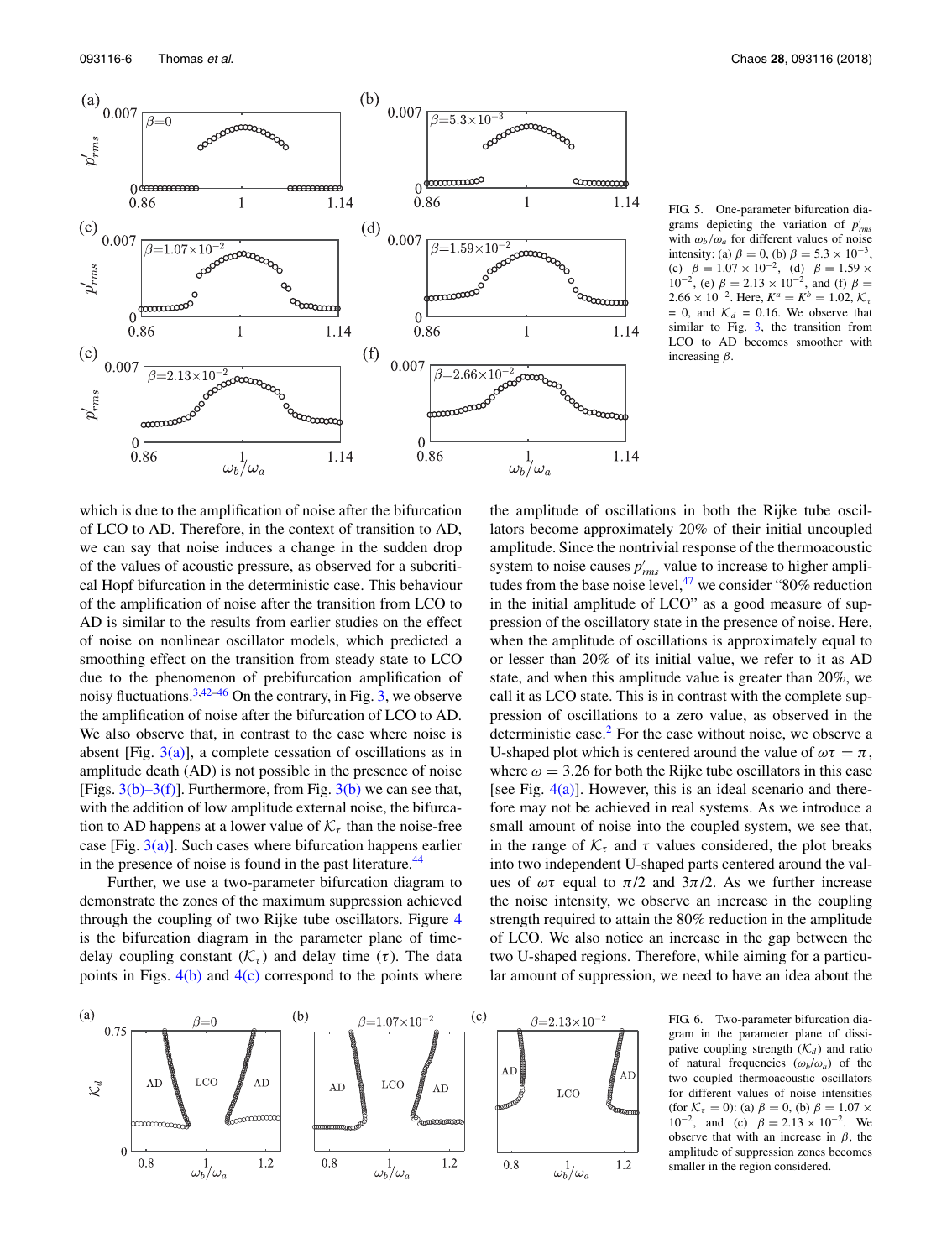FIG. 5. One-parameter bifurcation diagrams depicting the variation of $p'_{rms}$ with $\omega_b/\omega_a$ for different values of noise intensity: (a) $\beta = 0$, (b) $\beta = 5.3 \times 10^{-3}$, (c) $\beta = 1.07 \times 10^{-2}$, (d) $\beta = 1.59 \times 10^{-2}$, (e) $\beta = 2.13 \times 10^{-2}$, and (f) $\beta = 2.66 \times 10^{-2}$. Here, $K^a = K^b = 1.02$, $\mathcal{K}_\tau = 0$, and $\mathcal{K}_d = 0.16$. We observe that similar to Fig. 3, the transition from LCO to AD becomes smoother with increasing $\beta$.

which is due to the amplification of noise after the bifurcation of LCO to AD. Therefore, in the context of transition to AD, we can say that noise induces a change in the sudden drop of the values of acoustic pressure, as observed for a subcritical Hopf bifurcation in the deterministic case. This behaviour of the amplification of noise after the transition from LCO to AD is similar to the results from earlier studies on the effect of noise on nonlinear oscillator models, which predicted a smoothing effect on the transition from steady state to LCO due to the phenomenon of prebifurcation amplification of noisy fluctuations.[3,42–46] On the contrary, in Fig. 3, we observe the amplification of noise after the bifurcation of LCO to AD. We also observe that, in contrast to the case where noise is absent [Fig. 3(a)], a complete cessation of oscillations as in amplitude death (AD) is not possible in the presence of noise [Figs. 3(b)–3(f)]. Furthermore, from Fig. 3(b) we can see that, with the addition of low amplitude external noise, the bifurcation to AD happens at a lower value of $\mathcal{K}_\tau$ than the noise-free case [Fig. 3(a)]. Such cases where bifurcation happens earlier in the presence of noise is found in the past literature.[44]

Further, we use a two-parameter bifurcation diagram to demonstrate the zones of the maximum suppression achieved through the coupling of two Rijke tube oscillators. Figure 4 is the bifurcation diagram in the parameter plane of time-delay coupling constant ($\mathcal{K}_\tau$) and delay time ($\tau$). The data points in Figs. 4(b) and 4(c) correspond to the points where the amplitude of oscillations in both the Rijke tube oscillators become approximately 20% of their initial uncoupled amplitude. Since the nontrivial response of the thermoacoustic system to noise causes $p'_{rms}$ value to increase to higher amplitudes from the base noise level,[47] we consider "80% reduction in the initial amplitude of LCO" as a good measure of suppression of the oscillatory state in the presence of noise. Here, when the amplitude of oscillations is approximately equal to or lesser than 20% of its initial value, we refer to it as AD state, and when this amplitude value is greater than 20%, we call it as LCO state. This is in contrast with the complete suppression of oscillations to a zero value, as observed in the deterministic case.[2] For the case without noise, we observe a U-shaped plot which is centered around the value of $\omega\tau = \pi$, where $\omega = 3.26$ for both the Rijke tube oscillators in this case [see Fig. 4(a)]. However, this is an ideal scenario and therefore may not be achieved in real systems. As we introduce a small amount of noise into the coupled system, we see that, in the range of $\mathcal{K}_\tau$ and $\tau$ values considered, the plot breaks into two independent U-shaped parts centered around the values of $\omega\tau$ equal to $\pi/2$ and $3\pi/2$. As we further increase the noise intensity, we observe an increase in the coupling strength required to attain the 80% reduction in the amplitude of LCO. We also notice an increase in the gap between the two U-shaped regions. Therefore, while aiming for a particular amount of suppression, we need to have an idea about the

FIG. 6. Two-parameter bifurcation diagram in the parameter plane of dissipative coupling strength ($\mathcal{K}_d$) and ratio of natural frequencies ($\omega_b/\omega_a$) of the two coupled thermoacoustic oscillators for different values of noise intensities (for $\mathcal{K}_\tau = 0$): (a) $\beta = 0$, (b) $\beta = 1.07 \times 10^{-2}$, and (c) $\beta = 2.13 \times 10^{-2}$. We observe that with an increase in $\beta$, the amplitude of suppression zones becomes smaller in the region considered.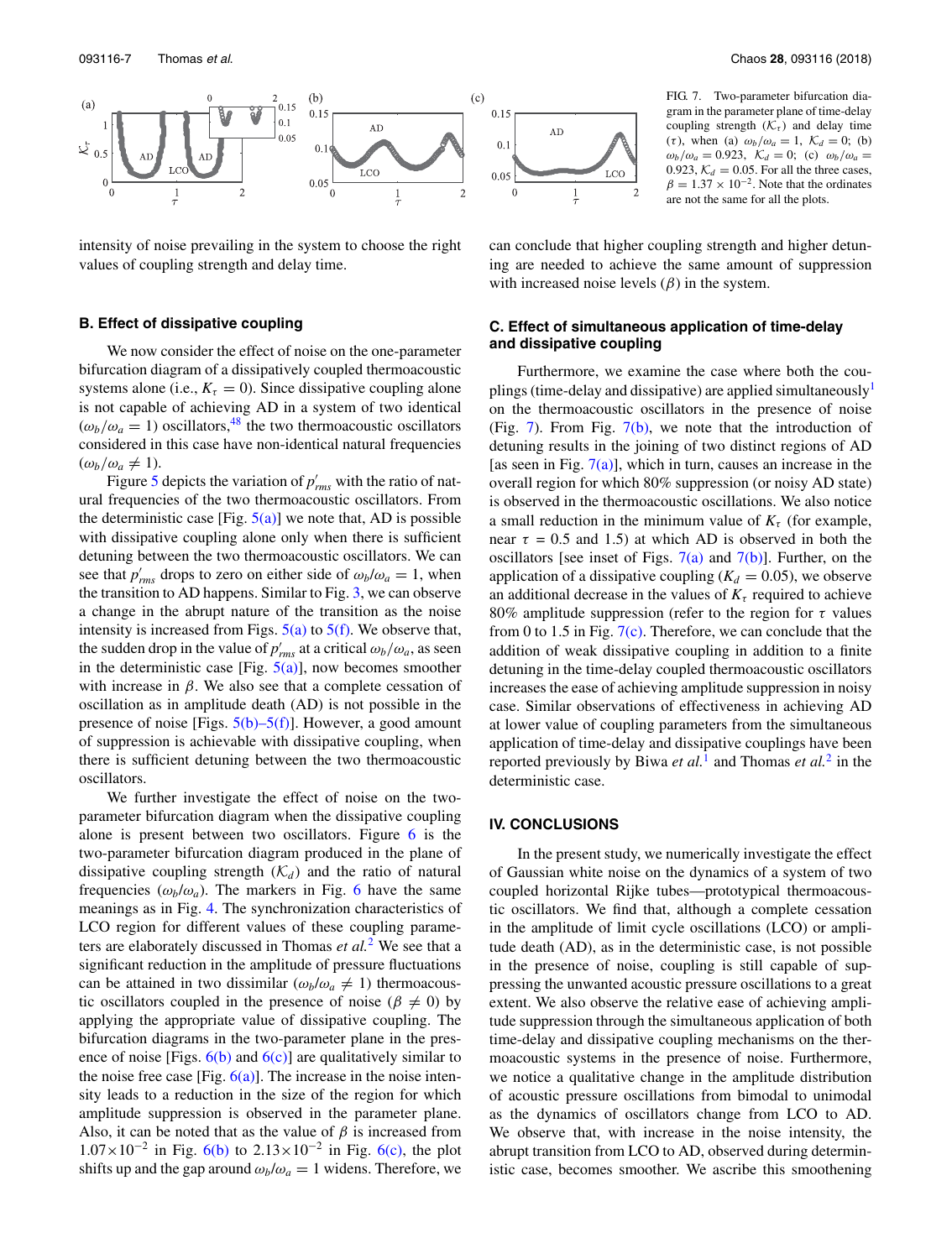FIG. 7. Two-parameter bifurcation diagram in the parameter plane of time-delay coupling strength ($\mathcal{K}_\tau$) and delay time ($\tau$), when (a) $\omega_b/\omega_a = 1$, $\mathcal{K}_d = 0$; (b) $\omega_b/\omega_a = 0.923$, $\mathcal{K}_d = 0$; (c) $\omega_b/\omega_a = 0.923$, $\mathcal{K}_d = 0.05$. For all the three cases, $\beta = 1.37 \times 10^{-2}$. Note that the ordinates are not the same for all the plots.

intensity of noise prevailing in the system to choose the right values of coupling strength and delay time.

### B. Effect of dissipative coupling

We now consider the effect of noise on the one-parameter bifurcation diagram of a dissipatively coupled thermoacoustic systems alone (i.e., $K_\tau = 0$). Since dissipative coupling alone is not capable of achieving AD in a system of two identical ($\omega_b/\omega_a = 1$) oscillators,[48] the two thermoacoustic oscillators considered in this case have non-identical natural frequencies ($\omega_b/\omega_a \neq 1$).

Figure 5 depicts the variation of $p'_{rms}$ with the ratio of natural frequencies of the two thermoacoustic oscillators. From the deterministic case [Fig. 5(a)] we note that, AD is possible with dissipative coupling alone only when there is sufficient detuning between the two thermoacoustic oscillators. We can see that $p'_{rms}$ drops to zero on either side of $\omega_b/\omega_a = 1$, when the transition to AD happens. Similar to Fig. 3, we can observe a change in the abrupt nature of the transition as the noise intensity is increased from Figs. 5(a) to 5(f). We observe that, the sudden drop in the value of $p'_{rms}$ at a critical $\omega_b/\omega_a$, as seen in the deterministic case [Fig. 5(a)], now becomes smoother with increase in $\beta$. We also see that a complete cessation of oscillation as in amplitude death (AD) is not possible in the presence of noise [Figs. 5(b)–5(f)]. However, a good amount of suppression is achievable with dissipative coupling, when there is sufficient detuning between the two thermoacoustic oscillators.

We further investigate the effect of noise on the two-parameter bifurcation diagram when the dissipative coupling alone is present between two oscillators. Figure 6 is the two-parameter bifurcation diagram produced in the plane of dissipative coupling strength ($\mathcal{K}_d$) and the ratio of natural frequencies ($\omega_b/\omega_a$). The markers in Fig. 6 have the same meanings as in Fig. 4. The synchronization characteristics of LCO region for different values of these coupling parameters are elaborately discussed in Thomas *et al.*[2] We see that a significant reduction in the amplitude of pressure fluctuations can be attained in two dissimilar ($\omega_b/\omega_a \neq 1$) thermoacoustic oscillators coupled in the presence of noise ($\beta \neq 0$) by applying the appropriate value of dissipative coupling. The bifurcation diagrams in the two-parameter plane in the presence of noise [Figs. 6(b) and 6(c)] are qualitatively similar to the noise free case [Fig. 6(a)]. The increase in the noise intensity leads to a reduction in the size of the region for which amplitude suppression is observed in the parameter plane. Also, it can be noted that as the value of $\beta$ is increased from $1.07\times10^{-2}$ in Fig. 6(b) to $2.13\times10^{-2}$ in Fig. 6(c), the plot shifts up and the gap around $\omega_b/\omega_a = 1$ widens. Therefore, we can conclude that higher coupling strength and higher detuning are needed to achieve the same amount of suppression with increased noise levels ($\beta$) in the system.

### C. Effect of simultaneous application of time-delay and dissipative coupling

Furthermore, we examine the case where both the couplings (time-delay and dissipative) are applied simultaneously[1] on the thermoacoustic oscillators in the presence of noise (Fig. 7). From Fig. 7(b), we note that the introduction of detuning results in the joining of two distinct regions of AD [as seen in Fig. 7(a)], which in turn, causes an increase in the overall region for which 80% suppression (or noisy AD state) is observed in the thermoacoustic oscillations. We also notice a small reduction in the minimum value of $K_\tau$ (for example, near $\tau = 0.5$ and 1.5) at which AD is observed in both the oscillators [see inset of Figs. 7(a) and 7(b)]. Further, on the application of a dissipative coupling ($K_d = 0.05$), we observe an additional decrease in the values of $K_\tau$ required to achieve 80% amplitude suppression (refer to the region for $\tau$ values from 0 to 1.5 in Fig. 7(c). Therefore, we can conclude that the addition of weak dissipative coupling in addition to a finite detuning in the time-delay coupled thermoacoustic oscillators increases the ease of achieving amplitude suppression in noisy case. Similar observations of effectiveness in achieving AD at lower value of coupling parameters from the simultaneous application of time-delay and dissipative couplings have been reported previously by Biwa *et al.*[1] and Thomas *et al.*[2] in the deterministic case.

## IV. CONCLUSIONS

In the present study, we numerically investigate the effect of Gaussian white noise on the dynamics of a system of two coupled horizontal Rijke tubes—prototypical thermoacoustic oscillators. We find that, although a complete cessation in the amplitude of limit cycle oscillations (LCO) or amplitude death (AD), as in the deterministic case, is not possible in the presence of noise, coupling is still capable of suppressing the unwanted acoustic pressure oscillations to a great extent. We also observe the relative ease of achieving amplitude suppression through the simultaneous application of both time-delay and dissipative coupling mechanisms on the thermoacoustic systems in the presence of noise. Furthermore, we notice a qualitative change in the amplitude distribution of acoustic pressure oscillations from bimodal to unimodal as the dynamics of oscillators change from LCO to AD. We observe that, with increase in the noise intensity, the abrupt transition from LCO to AD, observed during deterministic case, becomes smoother. We ascribe this smoothening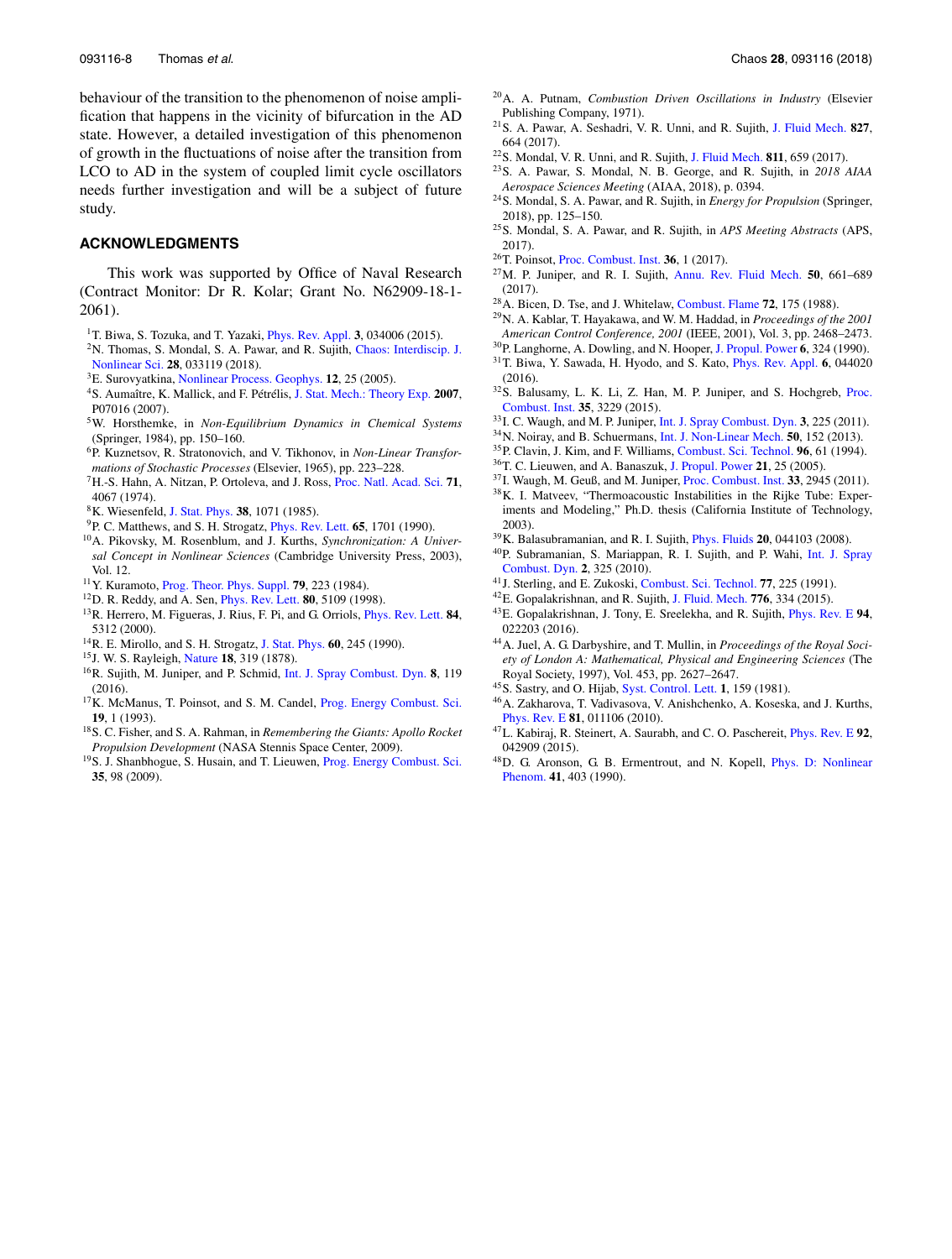behaviour of the transition to the phenomenon of noise amplification that happens in the vicinity of bifurcation in the AD state. However, a detailed investigation of this phenomenon of growth in the fluctuations of noise after the transition from LCO to AD in the system of coupled limit cycle oscillators needs further investigation and will be a subject of future study.

## ACKNOWLEDGMENTS

This work was supported by Office of Naval Research (Contract Monitor: Dr R. Kolar; Grant No. N62909-18-1-2061).

[1] T. Biwa, S. Tozuka, and T. Yazaki, Phys. Rev. Appl. **3**, 034006 (2015).

[2] N. Thomas, S. Mondal, S. A. Pawar, and R. Sujith, Chaos: Interdiscip. J. Nonlinear Sci. **28**, 033119 (2018).

[3] E. Surovyatkina, Nonlinear Process. Geophys. **12**, 25 (2005).

[4] S. Aumaître, K. Mallick, and F. Pétrélis, J. Stat. Mech.: Theory Exp. **2007**, P07016 (2007).

[5] W. Horsthemke, in *Non-Equilibrium Dynamics in Chemical Systems* (Springer, 1984), pp. 150–160.

[6] P. Kuznetsov, R. Stratonovich, and V. Tikhonov, in *Non-Linear Transformations of Stochastic Processes* (Elsevier, 1965), pp. 223–228.

[7] H.-S. Hahn, A. Nitzan, P. Ortoleva, and J. Ross, Proc. Natl. Acad. Sci. **71**, 4067 (1974).

[8] K. Wiesenfeld, J. Stat. Phys. **38**, 1071 (1985).

[9] P. C. Matthews, and S. H. Strogatz, Phys. Rev. Lett. **65**, 1701 (1990).

[10] A. Pikovsky, M. Rosenblum, and J. Kurths, *Synchronization: A Universal Concept in Nonlinear Sciences* (Cambridge University Press, 2003), Vol. 12.

[11] Y. Kuramoto, Prog. Theor. Phys. Suppl. **79**, 223 (1984).

[12] D. R. Reddy, and A. Sen, Phys. Rev. Lett. **80**, 5109 (1998).

[13] R. Herrero, M. Figueras, J. Rius, F. Pi, and G. Orriols, Phys. Rev. Lett. **84**, 5312 (2000).

[14] R. E. Mirollo, and S. H. Strogatz, J. Stat. Phys. **60**, 245 (1990).

[15] J. W. S. Rayleigh, Nature **18**, 319 (1878).

[16] R. Sujith, M. Juniper, and P. Schmid, Int. J. Spray Combust. Dyn. **8**, 119 (2016).

[17] K. McManus, T. Poinsot, and S. M. Candel, Prog. Energy Combust. Sci. **19**, 1 (1993).

[18] S. C. Fisher, and S. A. Rahman, in *Remembering the Giants: Apollo Rocket Propulsion Development* (NASA Stennis Space Center, 2009).

[19] S. J. Shanbhogue, S. Husain, and T. Lieuwen, Prog. Energy Combust. Sci. **35**, 98 (2009).

[20] A. A. Putnam, *Combustion Driven Oscillations in Industry* (Elsevier Publishing Company, 1971).

[21] S. A. Pawar, A. Seshadri, V. R. Unni, and R. Sujith, J. Fluid Mech. **827**, 664 (2017).

[22] S. Mondal, V. R. Unni, and R. Sujith, J. Fluid Mech. **811**, 659 (2017).

[23] S. A. Pawar, S. Mondal, N. B. George, and R. Sujith, in *2018 AIAA Aerospace Sciences Meeting* (AIAA, 2018), p. 0394.

[24] S. Mondal, S. A. Pawar, and R. Sujith, in *Energy for Propulsion* (Springer, 2018), pp. 125–150.

[25] S. Mondal, S. A. Pawar, and R. Sujith, in *APS Meeting Abstracts* (APS, 2017).

[26] T. Poinsot, Proc. Combust. Inst. **36**, 1 (2017).

[27] M. P. Juniper, and R. I. Sujith, Annu. Rev. Fluid Mech. **50**, 661–689 (2017).

[28] A. Bicen, D. Tse, and J. Whitelaw, Combust. Flame **72**, 175 (1988).

[29] N. A. Kablar, T. Hayakawa, and W. M. Haddad, in *Proceedings of the 2001 American Control Conference, 2001* (IEEE, 2001), Vol. 3, pp. 2468–2473.

[30] P. Langhorne, A. Dowling, and N. Hooper, J. Propul. Power **6**, 324 (1990).

[31] T. Biwa, Y. Sawada, H. Hyodo, and S. Kato, Phys. Rev. Appl. **6**, 044020 (2016).

[32] S. Balusamy, L. K. Li, Z. Han, M. P. Juniper, and S. Hochgreb, Proc. Combust. Inst. **35**, 3229 (2015).

[33] I. C. Waugh, and M. P. Juniper, Int. J. Spray Combust. Dyn. **3**, 225 (2011).

[34] N. Noiray, and B. Schuermans, Int. J. Non-Linear Mech. **50**, 152 (2013).

[35] P. Clavin, J. Kim, and F. Williams, Combust. Sci. Technol. **96**, 61 (1994).

[36] T. C. Lieuwen, and A. Banaszuk, J. Propul. Power **21**, 25 (2005).

[37] I. Waugh, M. Geuß, and M. Juniper, Proc. Combust. Inst. **33**, 2945 (2011).

[38] K. I. Matveev, "Thermoacoustic Instabilities in the Rijke Tube: Experiments and Modeling," Ph.D. thesis (California Institute of Technology, 2003).

[39] K. Balasubramanian, and R. I. Sujith, Phys. Fluids **20**, 044103 (2008).

[40] P. Subramanian, S. Mariappan, R. I. Sujith, and P. Wahi, Int. J. Spray Combust. Dyn. **2**, 325 (2010).

[41] J. Sterling, and E. Zukoski, Combust. Sci. Technol. **77**, 225 (1991).

[42] E. Gopalakrishnan, and R. Sujith, J. Fluid. Mech. **776**, 334 (2015).

[43] E. Gopalakrishnan, J. Tony, E. Sreelekha, and R. Sujith, Phys. Rev. E **94**, 022203 (2016).

[44] A. Juel, A. G. Darbyshire, and T. Mullin, in *Proceedings of the Royal Society of London A: Mathematical, Physical and Engineering Sciences* (The Royal Society, 1997), Vol. 453, pp. 2627–2647.

[45] S. Sastry, and O. Hijab, Syst. Control. Lett. **1**, 159 (1981).

[46] A. Zakharova, T. Vadivasova, V. Anishchenko, A. Koseska, and J. Kurths, Phys. Rev. E **81**, 011106 (2010).

[47] L. Kabiraj, R. Steinert, A. Saurabh, and C. O. Paschereit, Phys. Rev. E **92**, 042909 (2015).

[48] D. G. Aronson, G. B. Ermentrout, and N. Kopell, Phys. D: Nonlinear Phenom. **41**, 403 (1990).